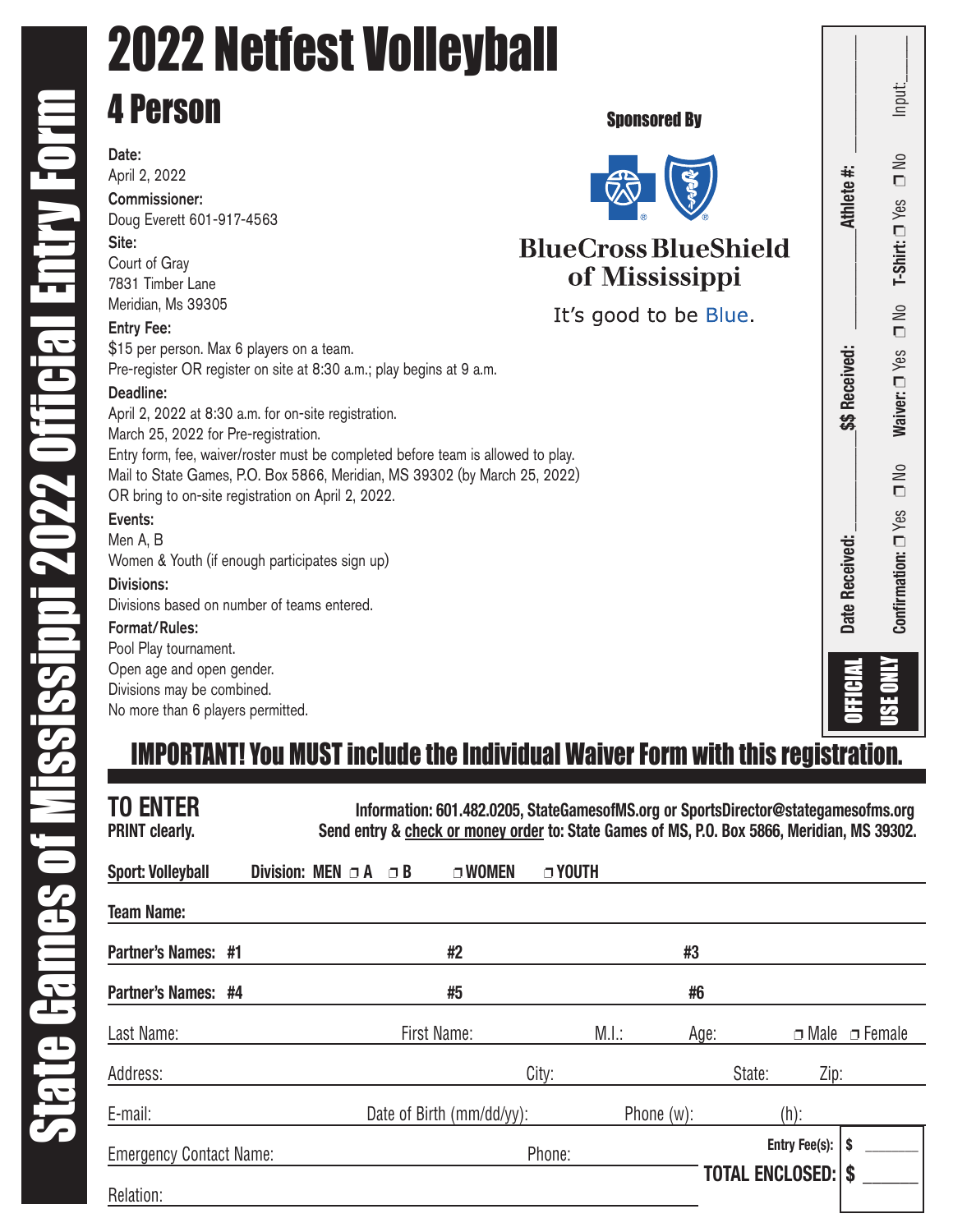State Games of Mississippi 2022 Official Entry Form

# 2022 Netfest Volleyball

## 4 Person

**Sponsored By**

BlueCross BlueShield of Mississippi

It's good to be Blue.

**Date:**
April 2, 2022

**Commissioner:**
Doug Everett 601-917-4563

**Site:**
Court of Gray
7831 Timber Lane
Meridian, Ms 39305

**Entry Fee:**
$15 per person. Max 6 players on a team.
Pre-register OR register on site at 8:30 a.m.; play begins at 9 a.m.

**Deadline:**
April 2, 2022 at 8:30 a.m. for on-site registration.
March 25, 2022 for Pre-registration.
Entry form, fee, waiver/roster must be completed before team is allowed to play.
Mail to State Games, P.O. Box 5866, Meridian, MS 39302 (by March 25, 2022)
OR bring to on-site registration on April 2, 2022.

**Events:**
Men A, B
Women & Youth (if enough participates sign up)

**Divisions:**
Divisions based on number of teams entered.

**Format/Rules:**
Pool Play tournament.
Open age and open gender.
Divisions may be combined.
No more than 6 players permitted.

**OFFICIAL USE ONLY**
Date Received: ______ $$ Received: ______ Athlete #: ______
Confirmation: ☐ Yes ☐ No Waiver: ☐ Yes ☐ No T-Shirt: ☐ Yes ☐ No Input: ______

## IMPORTANT! You MUST include the Individual Waiver Form with this registration.

**TO ENTER**
**PRINT clearly.**

**Information: 601.482.0205, StateGamesofMS.org or SportsDirector@stategamesofms.org**
**Send entry & check or money order to: State Games of MS, P.O. Box 5866, Meridian, MS 39302.**

**Sport: Volleyball** **Division: MEN ☐ A ☐ B ☐ WOMEN ☐ YOUTH**

**Team Name:** ______

**Partner's Names: #1** ______ **#2** ______ **#3** ______

**Partner's Names: #4** ______ **#5** ______ **#6** ______

Last Name: ______ First Name: ______ M.I.: ______ Age: ______ ☐ Male ☐ Female

Address: ______ City: ______ State: ______ Zip: ______

E-mail: ______ Date of Birth (mm/dd/yy): ______ Phone (w): ______ (h): ______

Emergency Contact Name: ______ Phone: ______

Relation: ______

**Entry Fee(s):** $ ______

**TOTAL ENCLOSED:** $ ______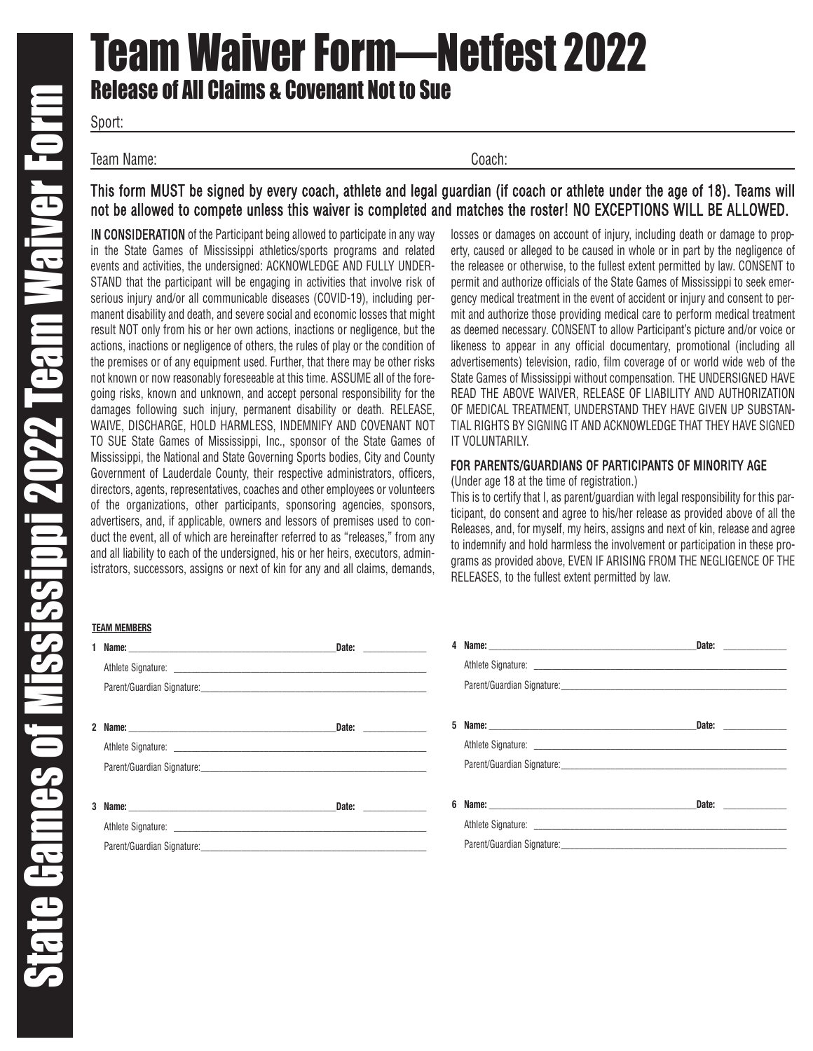# Team Waiver Form—Netfest 2022

## Release of All Claims & Covenant Not to Sue

State Games of Mississippi 2022 Team Waiver Form

Sport: ______________________________

Team Name: ______________________________ Coach: ______________________________

**This form MUST be signed by every coach, athlete and legal guardian (if coach or athlete under the age of 18). Teams will not be allowed to compete unless this waiver is completed and matches the roster! NO EXCEPTIONS WILL BE ALLOWED.**

**IN CONSIDERATION** of the Participant being allowed to participate in any way in the State Games of Mississippi athletics/sports programs and related events and activities, the undersigned: ACKNOWLEDGE AND FULLY UNDERSTAND that the participant will be engaging in activities that involve risk of serious injury and/or all communicable diseases (COVID-19), including permanent disability and death, and severe social and economic losses that might result NOT only from his or her own actions, inactions or negligence, but the actions, inactions or negligence of others, the rules of play or the condition of the premises or of any equipment used. Further, that there may be other risks not known or now reasonably foreseeable at this time. ASSUME all of the foregoing risks, known and unknown, and accept personal responsibility for the damages following such injury, permanent disability or death. RELEASE, WAIVE, DISCHARGE, HOLD HARMLESS, INDEMNIFY AND COVENANT NOT TO SUE State Games of Mississippi, Inc., sponsor of the State Games of Mississippi, the National and State Governing Sports bodies, City and County Government of Lauderdale County, their respective administrators, officers, directors, agents, representatives, coaches and other employees or volunteers of the organizations, other participants, sponsoring agencies, sponsors, advertisers, and, if applicable, owners and lessors of premises used to conduct the event, all of which are hereinafter referred to as "releases," from any and all liability to each of the undersigned, his or her heirs, executors, administrators, successors, assigns or next of kin for any and all claims, demands, losses or damages on account of injury, including death or damage to property, caused or alleged to be caused in whole or in part by the negligence of the releasee or otherwise, to the fullest extent permitted by law. CONSENT to permit and authorize officials of the State Games of Mississippi to seek emergency medical treatment in the event of accident or injury and consent to permit and authorize those providing medical care to perform medical treatment as deemed necessary. CONSENT to allow Participant's picture and/or voice or likeness to appear in any official documentary, promotional (including all advertisements) television, radio, film coverage of or world wide web of the State Games of Mississippi without compensation. THE UNDERSIGNED HAVE READ THE ABOVE WAIVER, RELEASE OF LIABILITY AND AUTHORIZATION OF MEDICAL TREATMENT, UNDERSTAND THEY HAVE GIVEN UP SUBSTANTIAL RIGHTS BY SIGNING IT AND ACKNOWLEDGE THAT THEY HAVE SIGNED IT VOLUNTARILY.

### FOR PARENTS/GUARDIANS OF PARTICIPANTS OF MINORITY AGE

(Under age 18 at the time of registration.)

This is to certify that I, as parent/guardian with legal responsibility for this participant, do consent and agree to his/her release as provided above of all the Releases, and, for myself, my heirs, assigns and next of kin, release and agree to indemnify and hold harmless the involvement or participation in these programs as provided above, EVEN IF ARISING FROM THE NEGLIGENCE OF THE RELEASES, to the fullest extent permitted by law.

**TEAM MEMBERS**

**1 Name:** ______________________________ **Date:** __________

Athlete Signature: ______________________________

Parent/Guardian Signature: ______________________________

**2 Name:** ______________________________ **Date:** __________

Athlete Signature: ______________________________

Parent/Guardian Signature: ______________________________

**3 Name:** ______________________________ **Date:** __________

Athlete Signature: ______________________________

Parent/Guardian Signature: ______________________________

**4 Name:** ______________________________ **Date:** __________

Athlete Signature: ______________________________

Parent/Guardian Signature: ______________________________

**5 Name:** ______________________________ **Date:** __________

Athlete Signature: ______________________________

Parent/Guardian Signature: ______________________________

**6 Name:** ______________________________ **Date:** __________

Athlete Signature: ______________________________

Parent/Guardian Signature: ______________________________